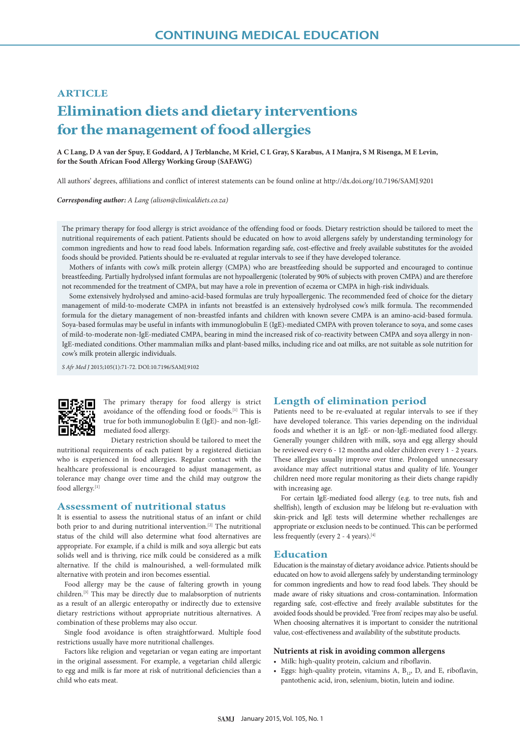CONTINUING MEDICAL EDUCATION

ARTICLE

# Elimination diets and dietary interventions for the management of food allergies

**A C Lang, D A van der Spuy, E Goddard, A J Terblanche, M Kriel, C L Gray, S Karabus, A I Manjra, S M Risenga, M E Levin, for the South African Food Allergy Working Group (SAFAWG)**

All authors' degrees, affiliations and conflict of interest statements can be found online at http://dx.doi.org/10.7196/SAMJ.9201

***Corresponding author:** A Lang (alison@clinicaldiets.co.za)*

The primary therapy for food allergy is strict avoidance of the offending food or foods. Dietary restriction should be tailored to meet the nutritional requirements of each patient. Patients should be educated on how to avoid allergens safely by understanding terminology for common ingredients and how to read food labels. Information regarding safe, cost-effective and freely available substitutes for the avoided foods should be provided. Patients should be re-evaluated at regular intervals to see if they have developed tolerance.

Mothers of infants with cow's milk protein allergy (CMPA) who are breastfeeding should be supported and encouraged to continue breastfeeding. Partially hydrolysed infant formulas are not hypoallergenic (tolerated by 90% of subjects with proven CMPA) and are therefore not recommended for the treatment of CMPA, but may have a role in prevention of eczema or CMPA in high-risk individuals.

Some extensively hydrolysed and amino-acid-based formulas are truly hypoallergenic. The recommended feed of choice for the dietary management of mild-to-moderate CMPA in infants not breastfed is an extensively hydrolysed cow's milk formula. The recommended formula for the dietary management of non-breastfed infants and children with known severe CMPA is an amino-acid-based formula. Soya-based formulas may be useful in infants with immunoglobulin E (IgE)-mediated CMPA with proven tolerance to soya, and some cases of mild-to-moderate non-IgE-mediated CMPA, bearing in mind the increased risk of co-reactivity between CMPA and soya allergy in non-IgE-mediated conditions. Other mammalian milks and plant-based milks, including rice and oat milks, are not suitable as sole nutrition for cow's milk protein allergic individuals.

*S Afr Med J* 2015;105(1):71-72. DOI:10.7196/SAMJ.9102

The primary therapy for food allergy is strict avoidance of the offending food or foods.[1] This is true for both immunoglobulin E (IgE)- and non-IgE-mediated food allergy.

Dietary restriction should be tailored to meet the nutritional requirements of each patient by a registered dietician who is experienced in food allergies. Regular contact with the healthcare professional is encouraged to adjust management, as tolerance may change over time and the child may outgrow the food allergy.[1]

## Assessment of nutritional status

It is essential to assess the nutritional status of an infant or child both prior to and during nutritional intervention.[2] The nutritional status of the child will also determine what food alternatives are appropriate. For example, if a child is milk and soya allergic but eats solids well and is thriving, rice milk could be considered as a milk alternative. If the child is malnourished, a well-formulated milk alternative with protein and iron becomes essential.

Food allergy may be the cause of faltering growth in young children.[3] This may be directly due to malabsorption of nutrients as a result of an allergic enteropathy or indirectly due to extensive dietary restrictions without appropriate nutritious alternatives. A combination of these problems may also occur.

Single food avoidance is often straightforward. Multiple food restrictions usually have more nutritional challenges.

Factors like religion and vegetarian or vegan eating are important in the original assessment. For example, a vegetarian child allergic to egg and milk is far more at risk of nutritional deficiencies than a child who eats meat.

## Length of elimination period

Patients need to be re-evaluated at regular intervals to see if they have developed tolerance. This varies depending on the individual foods and whether it is an IgE- or non-IgE-mediated food allergy. Generally younger children with milk, soya and egg allergy should be reviewed every 6 - 12 months and older children every 1 - 2 years. These allergies usually improve over time. Prolonged unnecessary avoidance may affect nutritional status and quality of life. Younger children need more regular monitoring as their diets change rapidly with increasing age.

For certain IgE-mediated food allergy (e.g. to tree nuts, fish and shellfish), length of exclusion may be lifelong but re-evaluation with skin-prick and IgE tests will determine whether rechallenges are appropriate or exclusion needs to be continued. This can be performed less frequently (every 2 - 4 years).[4]

## Education

Education is the mainstay of dietary avoidance advice. Patients should be educated on how to avoid allergens safely by understanding terminology for common ingredients and how to read food labels. They should be made aware of risky situations and cross-contamination. Information regarding safe, cost-effective and freely available substitutes for the avoided foods should be provided. 'Free from' recipes may also be useful. When choosing alternatives it is important to consider the nutritional value, cost-effectiveness and availability of the substitute products.

### Nutrients at risk in avoiding common allergens

- Milk: high-quality protein, calcium and riboflavin.
- Eggs: high-quality protein, vitamins A, $B_{12}$, D, and E, riboflavin, pantothenic acid, iron, selenium, biotin, lutein and iodine.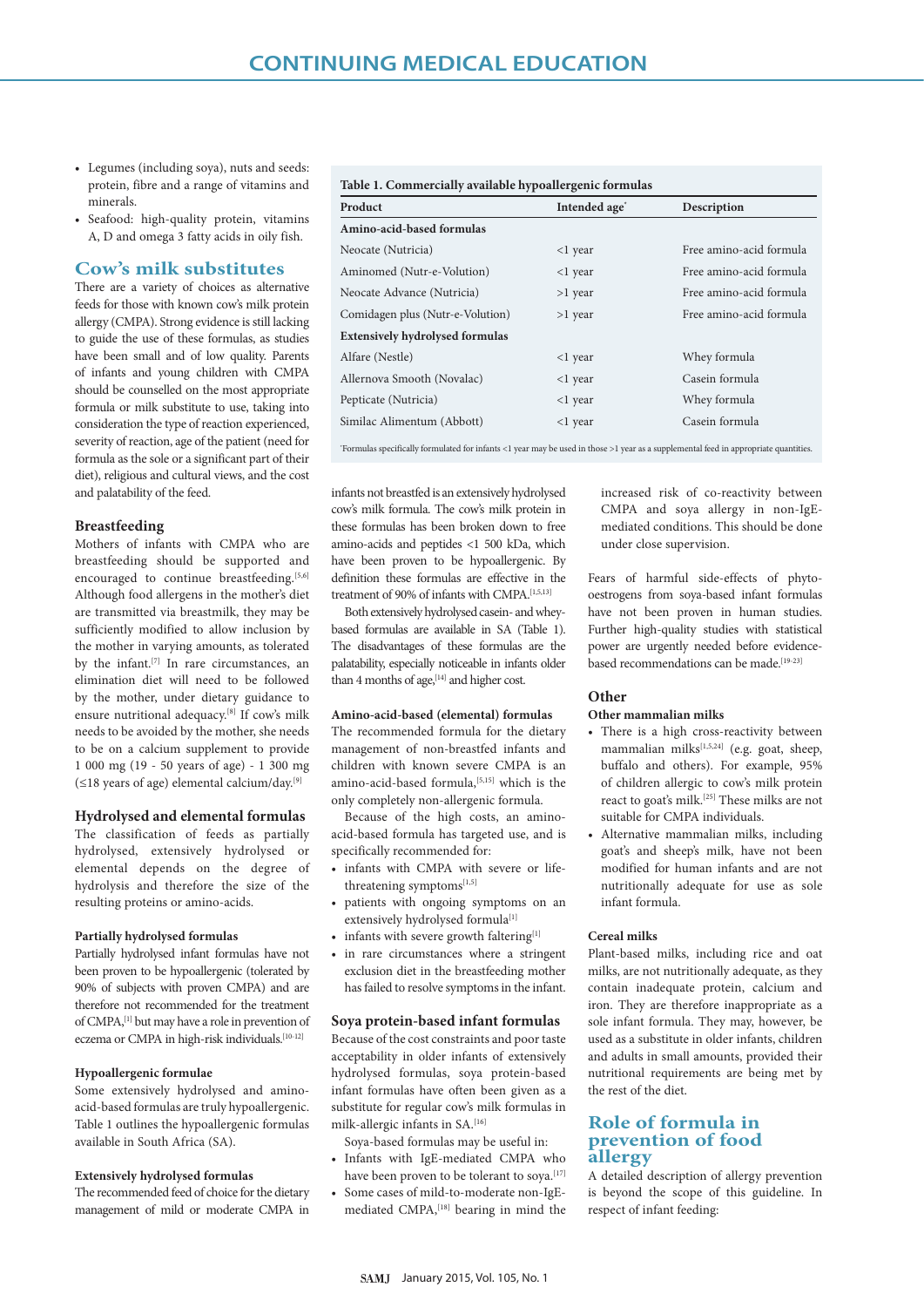- Legumes (including soya), nuts and seeds: protein, fibre and a range of vitamins and minerals.
- Seafood: high-quality protein, vitamins A, D and omega 3 fatty acids in oily fish.

## Cow's milk substitutes

There are a variety of choices as alternative feeds for those with known cow's milk protein allergy (CMPA). Strong evidence is still lacking to guide the use of these formulas, as studies have been small and of low quality. Parents of infants and young children with CMPA should be counselled on the most appropriate formula or milk substitute to use, taking into consideration the type of reaction experienced, severity of reaction, age of the patient (need for formula as the sole or a significant part of their diet), religious and cultural views, and the cost and palatability of the feed.

### Breastfeeding

Mothers of infants with CMPA who are breastfeeding should be supported and encouraged to continue breastfeeding.[5,6] Although food allergens in the mother's diet are transmitted via breastmilk, they may be sufficiently modified to allow inclusion by the mother in varying amounts, as tolerated by the infant.[7] In rare circumstances, an elimination diet will need to be followed by the mother, under dietary guidance to ensure nutritional adequacy.[8] If cow's milk needs to be avoided by the mother, she needs to be on a calcium supplement to provide 1 000 mg (19 - 50 years of age) - 1 300 mg (≤18 years of age) elemental calcium/day.[9]

### Hydrolysed and elemental formulas

The classification of feeds as partially hydrolysed, extensively hydrolysed or elemental depends on the degree of hydrolysis and therefore the size of the resulting proteins or amino-acids.

#### Partially hydrolysed formulas

Partially hydrolysed infant formulas have not been proven to be hypoallergenic (tolerated by 90% of subjects with proven CMPA) and are therefore not recommended for the treatment of CMPA,[1] but may have a role in prevention of eczema or CMPA in high-risk individuals.[10-12]

#### Hypoallergenic formulae

Some extensively hydrolysed and amino-acid-based formulas are truly hypoallergenic. Table 1 outlines the hypoallergenic formulas available in South Africa (SA).

**Table 1. Commercially available hypoallergenic formulas**

| Product | Intended age* | Description |
|---|---|---|
| **Amino-acid-based formulas** | | |
| Neocate (Nutricia) | <1 year | Free amino-acid formula |
| Aminomed (Nutr-e-Volution) | <1 year | Free amino-acid formula |
| Neocate Advance (Nutricia) | >1 year | Free amino-acid formula |
| Comidagen plus (Nutr-e-Volution) | >1 year | Free amino-acid formula |
| **Extensively hydrolysed formulas** | | |
| Alfare (Nestle) | <1 year | Whey formula |
| Allernova Smooth (Novalac) | <1 year | Casein formula |
| Pepticate (Nutricia) | <1 year | Whey formula |
| Similac Alimentum (Abbott) | <1 year | Casein formula |

*Formulas specifically formulated for infants <1 year may be used in those >1 year as a supplemental feed in appropriate quantities.

#### Extensively hydrolysed formulas

The recommended feed of choice for the dietary management of mild or moderate CMPA in infants not breastfed is an extensively hydrolysed cow's milk formula. The cow's milk protein in these formulas has been broken down to free amino-acids and peptides <1 500 kDa, which have been proven to be hypoallergenic. By definition these formulas are effective in the treatment of 90% of infants with CMPA.[1,5,13]

Both extensively hydrolysed casein- and whey-based formulas are available in SA (Table 1). The disadvantages of these formulas are the palatability, especially noticeable in infants older than 4 months of age,[14] and higher cost.

#### Amino-acid-based (elemental) formulas

The recommended formula for the dietary management of non-breastfed infants and children with known severe CMPA is an amino-acid-based formula,[5,15] which is the only completely non-allergenic formula.

Because of the high costs, an amino-acid-based formula has targeted use, and is specifically recommended for:

- infants with CMPA with severe or life-threatening symptoms[1,5]
- patients with ongoing symptoms on an extensively hydrolysed formula[1]
- infants with severe growth faltering[1]
- in rare circumstances where a stringent exclusion diet in the breastfeeding mother has failed to resolve symptoms in the infant.

### Soya protein-based infant formulas

Because of the cost constraints and poor taste acceptability in older infants of extensively hydrolysed formulas, soya protein-based infant formulas have often been given as a substitute for regular cow's milk formulas in milk-allergic infants in SA.[16]

Soya-based formulas may be useful in:

- Infants with IgE-mediated CMPA who have been proven to be tolerant to soya.[17]
- Some cases of mild-to-moderate non-IgE-mediated CMPA,[18] bearing in mind the increased risk of co-reactivity between CMPA and soya allergy in non-IgE-mediated conditions. This should be done under close supervision.

Fears of harmful side-effects of phyto-oestrogens from soya-based infant formulas have not been proven in human studies. Further high-quality studies with statistical power are urgently needed before evidence-based recommendations can be made.[19-23]

### Other

#### Other mammalian milks

- There is a high cross-reactivity between mammalian milks[1,5,24] (e.g. goat, sheep, buffalo and others). For example, 95% of children allergic to cow's milk protein react to goat's milk.[25] These milks are not suitable for CMPA individuals.
- Alternative mammalian milks, including goat's and sheep's milk, have not been modified for human infants and are not nutritionally adequate for use as sole infant formula.

#### Cereal milks

Plant-based milks, including rice and oat milks, are not nutritionally adequate, as they contain inadequate protein, calcium and iron. They are therefore inappropriate as a sole infant formula. They may, however, be used as a substitute in older infants, children and adults in small amounts, provided their nutritional requirements are being met by the rest of the diet.

## Role of formula in prevention of food allergy

A detailed description of allergy prevention is beyond the scope of this guideline. In respect of infant feeding: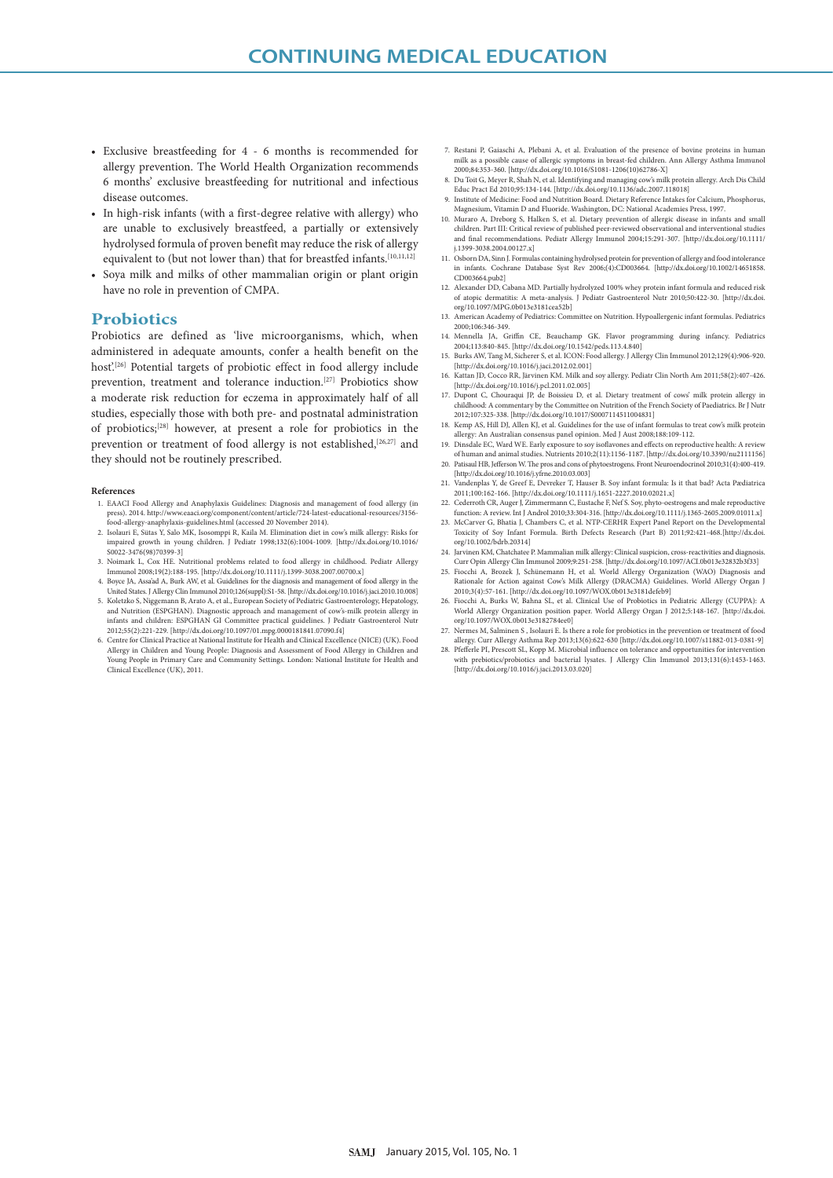- Exclusive breastfeeding for 4 - 6 months is recommended for allergy prevention. The World Health Organization recommends 6 months' exclusive breastfeeding for nutritional and infectious disease outcomes.
- In high-risk infants (with a first-degree relative with allergy) who are unable to exclusively breastfeed, a partially or extensively hydrolysed formula of proven benefit may reduce the risk of allergy equivalent to (but not lower than) that for breastfed infants.[10,11,12]
- Soya milk and milks of other mammalian origin or plant origin have no role in prevention of CMPA.

## Probiotics

Probiotics are defined as 'live microorganisms, which, when administered in adequate amounts, confer a health benefit on the host'.[26] Potential targets of probiotic effect in food allergy include prevention, treatment and tolerance induction.[27] Probiotics show a moderate risk reduction for eczema in approximately half of all studies, especially those with both pre- and postnatal administration of probiotics;[28] however, at present a role for probiotics in the prevention or treatment of food allergy is not established,[26,27] and they should not be routinely prescribed.

### References

1. EAACI Food Allergy and Anaphylaxis Guidelines: Diagnosis and management of food allergy (in press). 2014. http://www.eaaci.org/component/content/article/724-latest-educational-resources/3156-food-allergy-anaphylaxis-guidelines.html (accessed 20 November 2014).
2. Isolauri E, Sütas Y, Salo MK, Isosomppi R, Kaila M. Elimination diet in cow's milk allergy: Risks for impaired growth in young children. J Pediatr 1998;132(6):1004-1009. [http://dx.doi.org/10.1016/S0022-3476(98)70399-3]
3. Noimark L, Cox HE. Nutritional problems related to food allergy in childhood. Pediatr Allergy Immunol 2008;19(2):188-195. [http://dx.doi.org/10.1111/j.1399-3038.2007.00700.x]
4. Boyce JA, Assa'ad A, Burk AW, et al. Guidelines for the diagnosis and management of food allergy in the United States. J Allergy Clin Immunol 2010;126(suppl):S1-58. [http://dx.doi.org/10.1016/j.jaci.2010.10.008]
5. Koletzko S, Niggemann B, Arato A, et al., European Society of Pediatric Gastroenterology, Hepatology, and Nutrition (ESPGHAN). Diagnostic approach and management of cow's-milk protein allergy in infants and children: ESPGHAN GI Committee practical guidelines. J Pediatr Gastroenterol Nutr 2012;55(2):221-229. [http://dx.doi.org/10.1097/01.mpg.0000181841.07090.f4]
6. Centre for Clinical Practice at National Institute for Health and Clinical Excellence (NICE) (UK). Food Allergy in Children and Young People: Diagnosis and Assessment of Food Allergy in Children and Young People in Primary Care and Community Settings. London: National Institute for Health and Clinical Excellence (UK), 2011.
7. Restani P, Gaiaschi A, Plebani A, et al. Evaluation of the presence of bovine proteins in human milk as a possible cause of allergic symptoms in breast-fed children. Ann Allergy Asthma Immunol 2000;84:353-360. [http://dx.doi.org/10.1016/S1081-1206(10)62786-X]
8. Du Toit G, Meyer R, Shah N, et al. Identifying and managing cow's milk protein allergy. Arch Dis Child Educ Pract Ed 2010;95:134-144. [http://dx.doi.org/10.1136/adc.2007.118018]
9. Institute of Medicine: Food and Nutrition Board. Dietary Reference Intakes for Calcium, Phosphorus, Magnesium, Vitamin D and Fluoride. Washington, DC: National Academies Press, 1997.
10. Muraro A, Dreborg S, Halken S, et al. Dietary prevention of allergic disease in infants and small children. Part III: Critical review of published peer-reviewed observational and interventional studies and final recommendations. Pediatr Allergy Immunol 2004;15:291-307. [http://dx.doi.org/10.1111/j.1399-3038.2004.00127.x]
11. Osborn DA, Sinn J. Formulas containing hydrolysed protein for prevention of allergy and food intolerance in infants. Cochrane Database Syst Rev 2006;(4):CD003664. [http://dx.doi.org/10.1002/14651858.CD003664.pub2]
12. Alexander DD, Cabana MD. Partially hydrolyzed 100% whey protein infant formula and reduced risk of atopic dermatitis: A meta-analysis. J Pediatr Gastroenterol Nutr 2010;50:422-30. [http://dx.doi.org/10.1097/MPG.0b013e3181cea52b]
13. American Academy of Pediatrics: Committee on Nutrition. Hypoallergenic infant formulas. Pediatrics 2000;106:346-349.
14. Mennella JA, Griffin CE, Beauchamp GK. Flavor programming during infancy. Pediatrics 2004;113:840-845. [http://dx.doi.org/10.1542/peds.113.4.840]
15. Burks AW, Tang M, Sicherer S, et al. ICON: Food allergy. J Allergy Clin Immunol 2012;129(4):906-920. [http://dx.doi.org/10.1016/j.jaci.2012.02.001]
16. Kattan JD, Cocco RR, Järvinen KM. Milk and soy allergy. Pediatr Clin North Am 2011;58(2):407-426. [http://dx.doi.org/10.1016/j.pcl.2011.02.005]
17. Dupont C, Chouraqui JP, de Boissieu D, et al. Dietary treatment of cows' milk protein allergy in childhood: A commentary by the Committee on Nutrition of the French Society of Paediatrics. Br J Nutr 2012;107:325-338. [http://dx.doi.org/10.1017/S0007114511004831]
18. Kemp AS, Hill DJ, Allen KJ, et al. Guidelines for the use of infant formulas to treat cow's milk protein allergy: An Australian consensus panel opinion. Med J Aust 2008;188:109-112.
19. Dinsdale EC, Ward WE. Early exposure to soy isoflavones and effects on reproductive health: A review of human and animal studies. Nutrients 2010;2(11):1156-1187. [http://dx.doi.org/10.3390/nu2111156]
20. Patisaul HB, Jefferson W. The pros and cons of phytoestrogens. Front Neuroendocrinol 2010;31(4):400-419. [http://dx.doi.org/10.1016/j.yfrne.2010.03.003]
21. Vandenplas Y, de Greef E, Devreker T, Hauser B. Soy infant formula: Is it that bad? Acta Pædiatrica 2011;100:162-166. [http://dx.doi.org/10.1111/j.1651-2227.2010.02021.x]
22. Cederroth CR, Auger J, Zimmermann C, Eustache F, Nef S. Soy, phyto-oestrogens and male reproductive function: A review. Int J Androl 2010;33:304-316. [http://dx.doi.org/10.1111/j.1365-2605.2009.01011.x]
23. McCarver G, Bhatia J, Chambers C, et al. NTP-CERHR Expert Panel Report on the Developmental Toxicity of Soy Infant Formula. Birth Defects Research (Part B) 2011;92:421-468.[http://dx.doi.org/10.1002/bdrb.20314]
24. Jarvinen KM, Chatchatee P. Mammalian milk allergy: Clinical suspicion, cross-reactivities and diagnosis. Curr Opin Allergy Clin Immunol 2009;9:251-258. [http://dx.doi.org/10.1097/ACI.0b013e32832b3f33]
25. Fiocchi A, Brozek J, Schünemann H, et al. World Allergy Organization (WAO) Diagnosis and Rationale for Action against Cow's Milk Allergy (DRACMA) Guidelines. World Allergy Organ J 2010;3(4):57-161. [http://dx.doi.org/10.1097/WOX.0b013e3181defeb9]
26. Fiocchi A, Burks W, Bahna SL, et al. Clinical Use of Probiotics in Pediatric Allergy (CUPPA): A World Allergy Organization position paper. World Allergy Organ J 2012;5:148-167. [http://dx.doi.org/10.1097/WOX.0b013e3182784ee0]
27. Nermes M, Salminen S , Isolauri E. Is there a role for probiotics in the prevention or treatment of food allergy. Curr Allergy Asthma Rep 2013;13(6):622-630 [http://dx.doi.org/10.1007/s11882-013-0381-9]
28. Pfefferle PI, Prescott SL, Kopp M. Microbial influence on tolerance and opportunities for intervention with prebiotics/probiotics and bacterial lysates. J Allergy Clin Immunol 2013;131(6):1453-1463. [http://dx.doi.org/10.1016/j.jaci.2013.03.020]